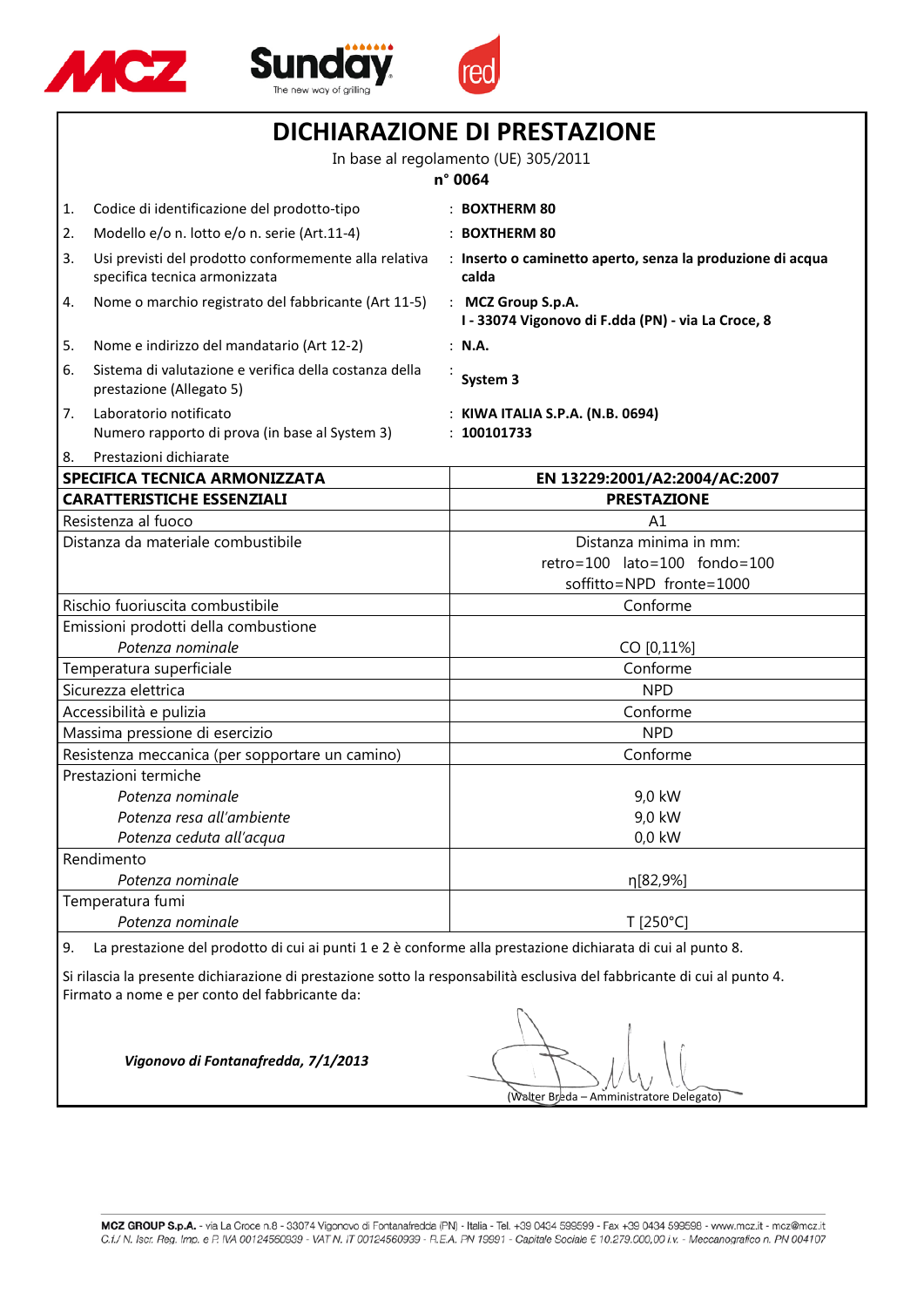# DICHIARAZIONE DI PRESTAZIONE

In base al regolamento (UE) 305/2011

**n° 0064**

1. Codice di identificazione del prodotto-tipo : **BOXTHERM 80**
2. Modello e/o n. lotto e/o n. serie (Art.11-4) : **BOXTHERM 80**
3. Usi previsti del prodotto conformemente alla relativa specifica tecnica armonizzata : **Inserto o caminetto aperto, senza la produzione di acqua calda**
4. Nome o marchio registrato del fabbricante (Art 11-5) : **MCZ Group S.p.A. I - 33074 Vigonovo di F.dda (PN) - via La Croce, 8**
5. Nome e indirizzo del mandatario (Art 12-2) : **N.A.**
6. Sistema di valutazione e verifica della costanza della prestazione (Allegato 5) : **System 3**
7. Laboratorio notificato : **KIWA ITALIA S.P.A. (N.B. 0694)**
   Numero rapporto di prova (in base al System 3) : **100101733**
8. Prestazioni dichiarate

| **SPECIFICA TECNICA ARMONIZZATA** | **EN 13229:2001/A2:2004/AC:2007** |
|---|---|
| **CARATTERISTICHE ESSENZIALI** | **PRESTAZIONE** |
| Resistenza al fuoco | A1 |
| Distanza da materiale combustibile | Distanza minima in mm: retro=100 lato=100 fondo=100 soffitto=NPD fronte=1000 |
| Rischio fuoriuscita combustibile | Conforme |
| Emissioni prodotti della combustione<br>*Potenza nominale* | CO [0,11%] |
| Temperatura superficiale | Conforme |
| Sicurezza elettrica | NPD |
| Accessibilità e pulizia | Conforme |
| Massima pressione di esercizio | NPD |
| Resistenza meccanica (per sopportare un camino) | Conforme |
| Prestazioni termiche<br>*Potenza nominale*<br>*Potenza resa all'ambiente*<br>*Potenza ceduta all'acqua* | 9,0 kW<br>9,0 kW<br>0,0 kW |
| Rendimento<br>*Potenza nominale* | η[82,9%] |
| Temperatura fumi<br>*Potenza nominale* | T [250°C] |

9. La prestazione del prodotto di cui ai punti 1 e 2 è conforme alla prestazione dichiarata di cui al punto 8.

Si rilascia la presente dichiarazione di prestazione sotto la responsabilità esclusiva del fabbricante di cui al punto 4.
Firmato a nome e per conto del fabbricante da:

***Vigonovo di Fontanafredda, 7/1/2013***

(Walter Breda – Amministratore Delegato)

**MCZ GROUP S.p.A.** - via La Croce n.8 - 33074 Vigonovo di Fontanafredda (PN) - Italia - Tel. +39 0434 599599 - Fax +39 0434 599598 - www.mcz.it - mcz@mcz.it
*C.f./ N. Iscr. Reg. Imp. e P. IVA 00124560939 - VAT N. IT 00124560939 - R.E.A. PN 19991 - Capitale Sociale € 10.279.000,00 i.v. - Meccanografico n. PN 004107*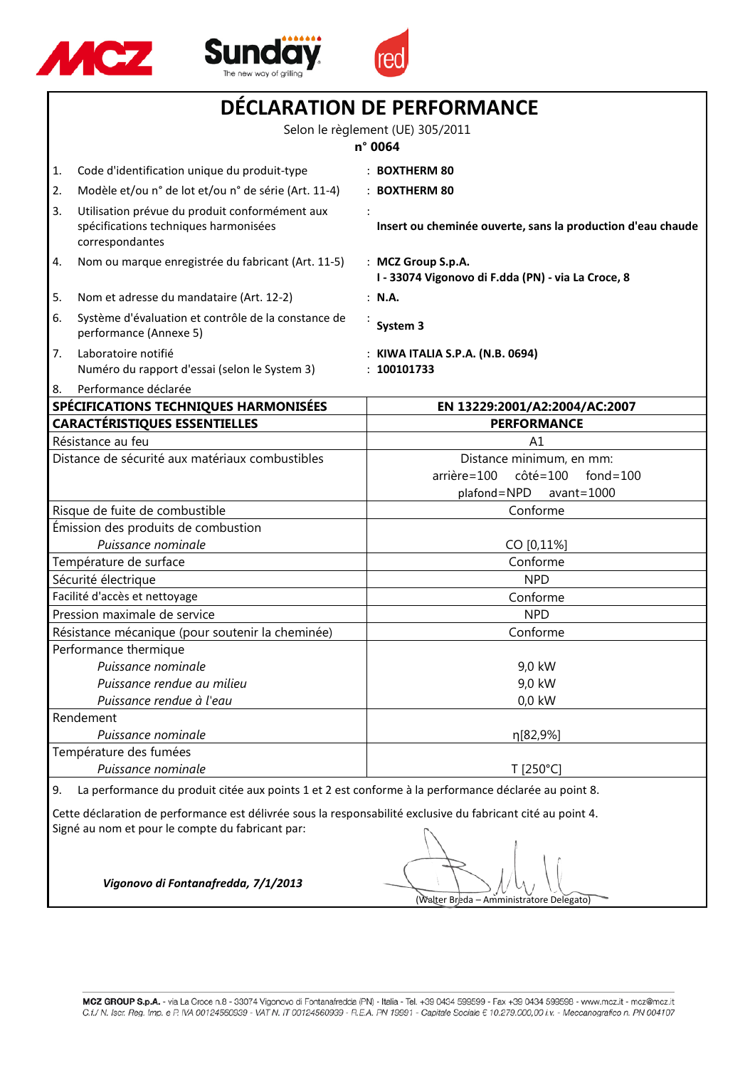# DÉCLARATION DE PERFORMANCE

Selon le règlement (UE) 305/2011

**n° 0064**

| | | |
|---|---|---|
| 1. | Code d'identification unique du produit-type | : **BOXTHERM 80** |
| 2. | Modèle et/ou n° de lot et/ou n° de série (Art. 11-4) | : **BOXTHERM 80** |
| 3. | Utilisation prévue du produit conformément aux spécifications techniques harmonisées correspondantes | : **Insert ou cheminée ouverte, sans la production d'eau chaude** |
| 4. | Nom ou marque enregistrée du fabricant (Art. 11-5) | : **MCZ Group S.p.A.** **I - 33074 Vigonovo di F.dda (PN) - via La Croce, 8** |
| 5. | Nom et adresse du mandataire (Art. 12-2) | : **N.A.** |
| 6. | Système d'évaluation et contrôle de la constance de performance (Annexe 5) | : **System 3** |
| 7. | Laboratoire notifié | : **KIWA ITALIA S.P.A. (N.B. 0694)** |
| | Numéro du rapport d'essai (selon le System 3) | : **100101733** |
| 8. | Performance déclarée | |

| **SPÉCIFICATIONS TECHNIQUES HARMONISÉES** | **EN 13229:2001/A2:2004/AC:2007** |
|---|---|
| **CARACTÉRISTIQUES ESSENTIELLES** | **PERFORMANCE** |
| Résistance au feu | A1 |
| Distance de sécurité aux matériaux combustibles | Distance minimum, en mm: arrière=100 côté=100 fond=100 plafond=NPD avant=1000 |
| Risque de fuite de combustible | Conforme |
| Émission des produits de combustion | |
| *Puissance nominale* | CO [0,11%] |
| Température de surface | Conforme |
| Sécurité électrique | NPD |
| Facilité d'accès et nettoyage | Conforme |
| Pression maximale de service | NPD |
| Résistance mécanique (pour soutenir la cheminée) | Conforme |
| Performance thermique | |
| *Puissance nominale* | 9,0 kW |
| *Puissance rendue au milieu* | 9,0 kW |
| *Puissance rendue à l'eau* | 0,0 kW |
| Rendement | |
| *Puissance nominale* | η[82,9%] |
| Température des fumées | |
| *Puissance nominale* | T [250°C] |

9. La performance du produit citée aux points 1 et 2 est conforme à la performance déclarée au point 8.

Cette déclaration de performance est délivrée sous la responsabilité exclusive du fabricant cité au point 4.
Signé au nom et pour le compte du fabricant par:

***Vigonovo di Fontanafredda, 7/1/2013***

(Walter Breda – Amministratore Delegato)

MCZ GROUP S.p.A. - via La Croce n.8 - 33074 Vigonovo di Fontanafredda (PN) - Italia - Tel. +39 0434 599599 - Fax +39 0434 599598 - www.mcz.it - mcz@mcz.it
*C.f./ N. Iscr. Reg. Imp. e P. IVA 00124560939 - VAT N. IT 00124560939 - R.E.A. PN 19991 - Capitale Sociale € 10.279.000,00 i.v. - Meccanografico n. PN 004107*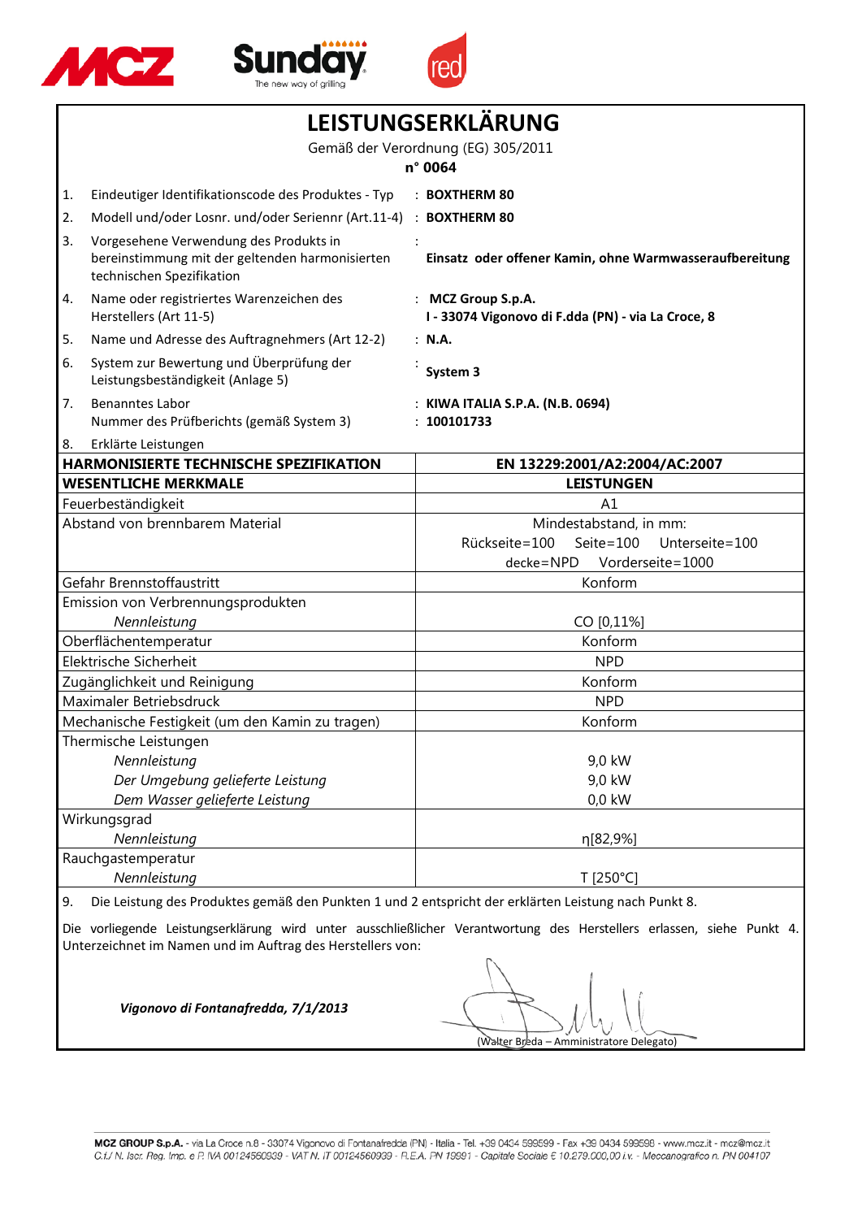# LEISTUNGSERKLÄRUNG

Gemäß der Verordnung (EG) 305/2011

**n° 0064**

| | | |
|---|---|---|
| 1. | Eindeutiger Identifikationscode des Produktes - Typ | : **BOXTHERM 80** |
| 2. | Modell und/oder Losnr. und/oder Seriennr (Art.11-4) | : **BOXTHERM 80** |
| 3. | Vorgesehene Verwendung des Produkts in bereinstimmung mit der geltenden harmonisierten technischen Spezifikation | : **Einsatz oder offener Kamin, ohne Warmwasseraufbereitung** |
| 4. | Name oder registriertes Warenzeichen des Herstellers (Art 11-5) | : **MCZ Group S.p.A.** **I - 33074 Vigonovo di F.dda (PN) - via La Croce, 8** |
| 5. | Name und Adresse des Auftragnehmers (Art 12-2) | : **N.A.** |
| 6. | System zur Bewertung und Überprüfung der Leistungsbeständigkeit (Anlage 5) | : **System 3** |
| 7. | Benanntes Labor<br>Nummer des Prüfberichts (gemäß System 3) | : **KIWA ITALIA S.P.A. (N.B. 0694)**<br>: **100101733** |
| 8. | Erklärte Leistungen | |

| **HARMONISIERTE TECHNISCHE SPEZIFIKATION** | **EN 13229:2001/A2:2004/AC:2007** |
|---|---|
| **WESENTLICHE MERKMALE** | **LEISTUNGEN** |
| Feuerbeständigkeit | A1 |
| Abstand von brennbarem Material | Mindestabstand, in mm: Rückseite=100 Seite=100 Unterseite=100 decke=NPD Vorderseite=1000 |
| Gefahr Brennstoffaustritt | Konform |
| Emission von Verbrennungsprodukten *Nennleistung* | CO [0,11%] |
| Oberflächentemperatur | Konform |
| Elektrische Sicherheit | NPD |
| Zugänglichkeit und Reinigung | Konform |
| Maximaler Betriebsdruck | NPD |
| Mechanische Festigkeit (um den Kamin zu tragen) | Konform |
| Thermische Leistungen | |
| *Nennleistung* | 9,0 kW |
| *Der Umgebung gelieferte Leistung* | 9,0 kW |
| *Dem Wasser gelieferte Leistung* | 0,0 kW |
| Wirkungsgrad *Nennleistung* | η[82,9%] |
| Rauchgastemperatur *Nennleistung* | T [250°C] |

9. Die Leistung des Produktes gemäß den Punkten 1 und 2 entspricht der erklärten Leistung nach Punkt 8.

Die vorliegende Leistungserklärung wird unter ausschließlicher Verantwortung des Herstellers erlassen, siehe Punkt 4. Unterzeichnet im Namen und im Auftrag des Herstellers von:

***Vigonovo di Fontanafredda, 7/1/2013***

(Walter Breda – Amministratore Delegato)

**MCZ GROUP S.p.A.** - via La Croce n.8 - 33074 Vigonovo di Fontanafredda (PN) - Italia - Tel. +39 0434 599599 - Fax +39 0434 599598 - www.mcz.it - mcz@mcz.it
C.f./ N. Iscr. Reg. Imp. e P. IVA 00124560939 - VAT N. IT 00124560939 - R.E.A. PN 19991 - Capitale Sociale € 10.279.000,00 i.v. - Meccanografico n. PN 004107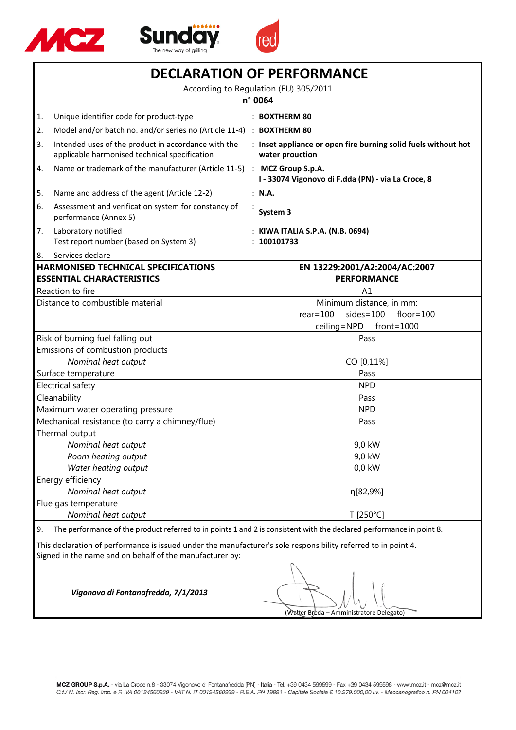# DECLARATION OF PERFORMANCE

According to Regulation (EU) 305/2011

**n° 0064**

| | | |
|---|---|---|
| 1. | Unique identifier code for product-type | : **BOXTHERM 80** |
| 2. | Model and/or batch no. and/or series no (Article 11-4) | : **BOXTHERM 80** |
| 3. | Intended uses of the product in accordance with the applicable harmonised technical specification | : **Inset appliance or open fire burning solid fuels without hot water prouction** |
| 4. | Name or trademark of the manufacturer (Article 11-5) | : **MCZ Group S.p.A.** **I - 33074 Vigonovo di F.dda (PN) - via La Croce, 8** |
| 5. | Name and address of the agent (Article 12-2) | : **N.A.** |
| 6. | Assessment and verification system for constancy of performance (Annex 5) | : **System 3** |
| 7. | Laboratory notified | : **KIWA ITALIA S.P.A. (N.B. 0694)** |
| | Test report number (based on System 3) | : **100101733** |
| 8. | Services declare | |

| **HARMONISED TECHNICAL SPECIFICATIONS** | **EN 13229:2001/A2:2004/AC:2007** |
|---|---|
| **ESSENTIAL CHARACTERISTICS** | **PERFORMANCE** |
| Reaction to fire | A1 |
| Distance to combustible material | Minimum distance, in mm: rear=100 sides=100 floor=100 ceiling=NPD front=1000 |
| Risk of burning fuel falling out | Pass |
| Emissions of combustion products — *Nominal heat output* | CO [0,11%] |
| Surface temperature | Pass |
| Electrical safety | NPD |
| Cleanability | Pass |
| Maximum water operating pressure | NPD |
| Mechanical resistance (to carry a chimney/flue) | Pass |
| Thermal output | |
| *Nominal heat output* | 9,0 kW |
| *Room heating output* | 9,0 kW |
| *Water heating output* | 0,0 kW |
| Energy efficiency — *Nominal heat output* | η[82,9%] |
| Flue gas temperature — *Nominal heat output* | T [250°C] |

9. The performance of the product referred to in points 1 and 2 is consistent with the declared performance in point 8.

This declaration of performance is issued under the manufacturer's sole responsibility referred to in point 4.
Signed in the name and on behalf of the manufacturer by:

***Vigonovo di Fontanafredda, 7/1/2013***

(Walter Breda – Amministratore Delegato)

**MCZ GROUP S.p.A.** - via La Croce n.8 - 33074 Vigonovo di Fontanafredda (PN) - Italia - Tel. +39 0434 599599 - Fax +39 0434 599598 - www.mcz.it - mcz@mcz.it
*C.f./ N. Iscr. Reg. Imp. e P. IVA 00124560939 - VAT N. IT 00124560939 - R.E.A. PN 19991 - Capitale Sociale € 10.279.000,00 i.v. - Meccanografico n. PN 004107*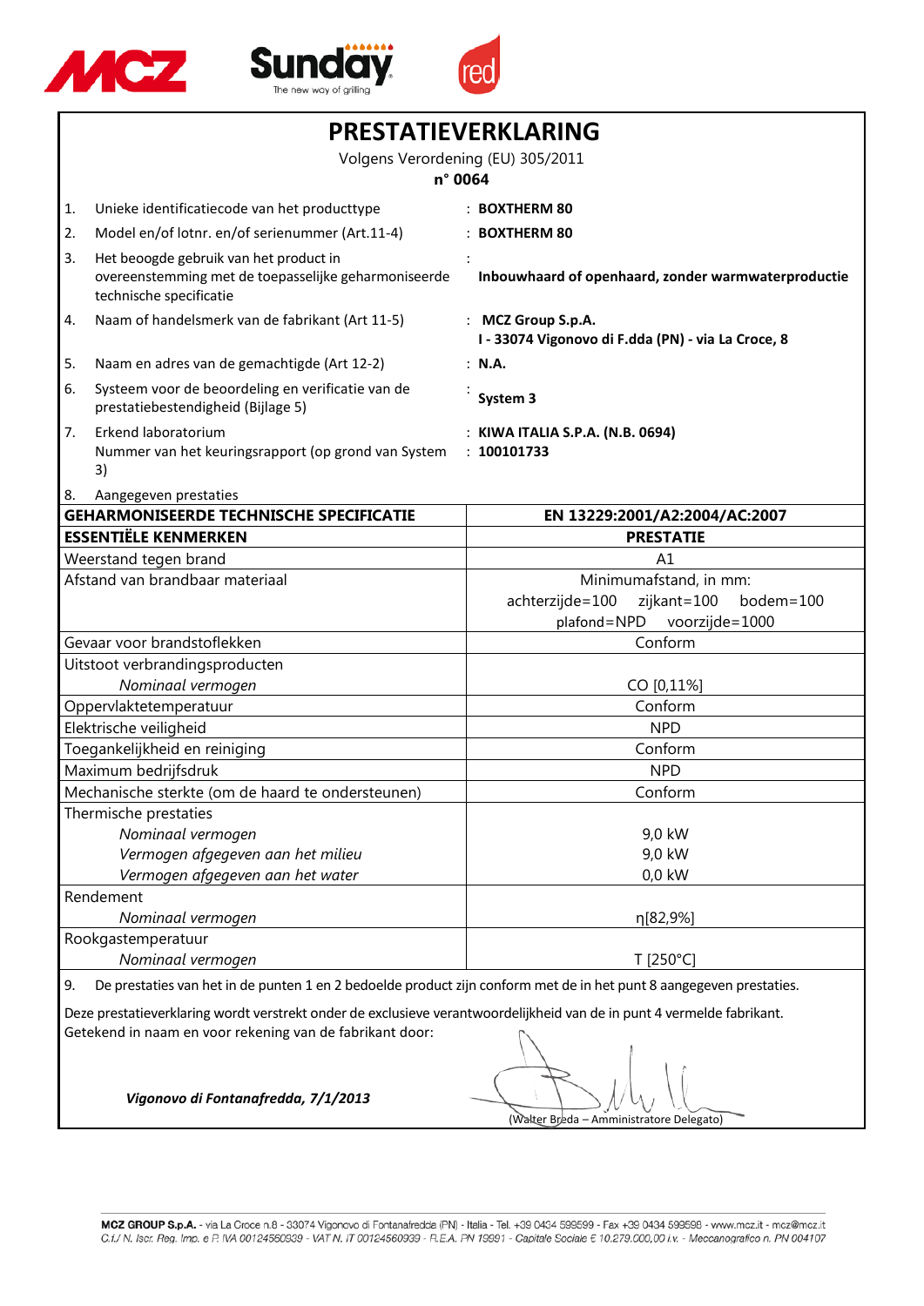# PRESTATIEVERKLARING

Volgens Verordening (EU) 305/2011

**n° 0064**

| | | |
|---|---|---|
| 1. | Unieke identificatiecode van het producttype | : **BOXTHERM 80** |
| 2. | Model en/of lotnr. en/of serienummer (Art.11-4) | : **BOXTHERM 80** |
| 3. | Het beoogde gebruik van het product in overeenstemming met de toepasselijke geharmoniseerde technische specificatie | : **Inbouwhaard of openhaard, zonder warmwaterproductie** |
| 4. | Naam of handelsmerk van de fabrikant (Art 11-5) | : **MCZ Group S.p.A.** **I - 33074 Vigonovo di F.dda (PN) - via La Croce, 8** |
| 5. | Naam en adres van de gemachtigde (Art 12-2) | : **N.A.** |
| 6. | Systeem voor de beoordeling en verificatie van de prestatiebestendigheid (Bijlage 5) | : **System 3** |
| 7. | Erkend laboratorium<br>Nummer van het keuringsrapport (op grond van System 3) | : **KIWA ITALIA S.P.A. (N.B. 0694)**<br>: **100101733** |
| 8. | Aangegeven prestaties | |

| **GEHARMONISEERDE TECHNISCHE SPECIFICATIE** | **EN 13229:2001/A2:2004/AC:2007** |
|---|---|
| **ESSENTIËLE KENMERKEN** | **PRESTATIE** |
| Weerstand tegen brand | A1 |
| Afstand van brandbaar materiaal | Minimumafstand, in mm:<br>achterzijde=100 zijkant=100 bodem=100<br>plafond=NPD voorzijde=1000 |
| Gevaar voor brandstoflekken | Conform |
| Uitstoot verbrandingsproducten<br>*Nominaal vermogen* | CO [0,11%] |
| Oppervlaktetemperatuur | Conform |
| Elektrische veiligheid | NPD |
| Toegankelijkheid en reiniging | Conform |
| Maximum bedrijfsdruk | NPD |
| Mechanische sterkte (om de haard te ondersteunen) | Conform |
| Thermische prestaties<br>*Nominaal vermogen*<br>*Vermogen afgegeven aan het milieu*<br>*Vermogen afgegeven aan het water* | <br>9,0 kW<br>9,0 kW<br>0,0 kW |
| Rendement<br>*Nominaal vermogen* | η[82,9%] |
| Rookgastemperatuur<br>*Nominaal vermogen* | T [250°C] |

9. De prestaties van het in de punten 1 en 2 bedoelde product zijn conform met de in het punt 8 aangegeven prestaties.

Deze prestatieverklaring wordt verstrekt onder de exclusieve verantwoordelijkheid van de in punt 4 vermelde fabrikant.
Getekend in naam en voor rekening van de fabrikant door:

***Vigonovo di Fontanafredda, 7/1/2013***

(Walter Breda – Amministratore Delegato)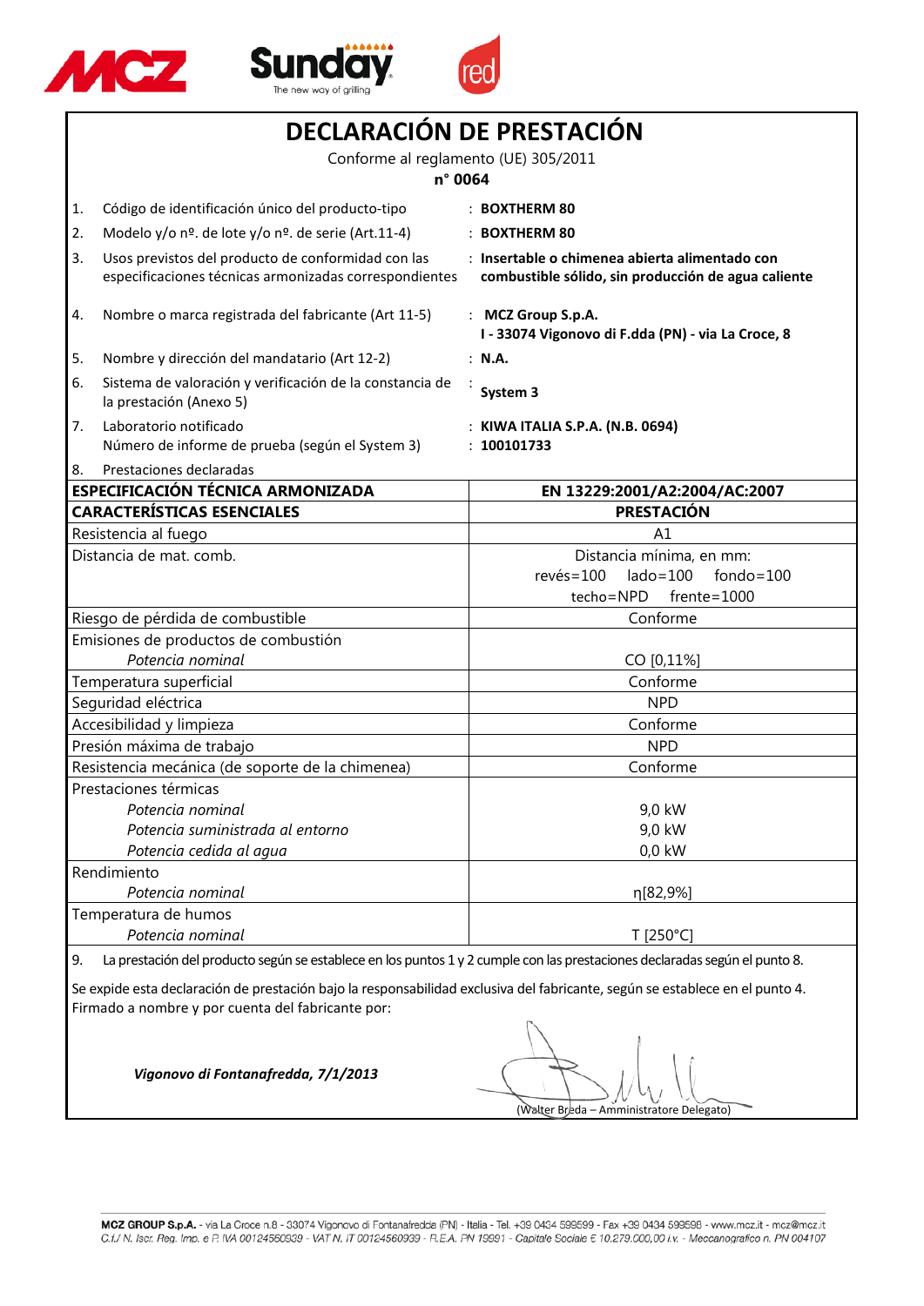# DECLARACIÓN DE PRESTACIÓN

Conforme al reglamento (UE) 305/2011

**n° 0064**

1. Código de identificación único del producto-tipo : **BOXTHERM 80**
2. Modelo y/o nº. de lote y/o nº. de serie (Art.11-4) : **BOXTHERM 80**
3. Usos previstos del producto de conformidad con las especificaciones técnicas armonizadas correspondientes : **Insertable o chimenea abierta alimentado con combustible sólido, sin producción de agua caliente**
4. Nombre o marca registrada del fabricante (Art 11-5) : **MCZ Group S.p.A. I - 33074 Vigonovo di F.dda (PN) - via La Croce, 8**
5. Nombre y dirección del mandatario (Art 12-2) : **N.A.**
6. Sistema de valoración y verificación de la constancia de la prestación (Anexo 5) : **System 3**
7. Laboratorio notificado : **KIWA ITALIA S.P.A. (N.B. 0694)**
   Número de informe de prueba (según el System 3) : **100101733**
8. Prestaciones declaradas

| **ESPECIFICACIÓN TÉCNICA ARMONIZADA** | **EN 13229:2001/A2:2004/AC:2007** |
|---|---|
| **CARACTERÍSTICAS ESENCIALES** | **PRESTACIÓN** |
| Resistencia al fuego | A1 |
| Distancia de mat. comb. | Distancia mínima, en mm: revés=100 lado=100 fondo=100 techo=NPD frente=1000 |
| Riesgo de pérdida de combustible | Conforme |
| Emisiones de productos de combustión<br>*Potencia nominal* | CO [0,11%] |
| Temperatura superficial | Conforme |
| Seguridad eléctrica | NPD |
| Accesibilidad y limpieza | Conforme |
| Presión máxima de trabajo | NPD |
| Resistencia mecánica (de soporte de la chimenea) | Conforme |
| Prestaciones térmicas<br>*Potencia nominal*<br>*Potencia suministrada al entorno*<br>*Potencia cedida al agua* | <br>9,0 kW<br>9,0 kW<br>0,0 kW |
| Rendimiento<br>*Potencia nominal* | η[82,9%] |
| Temperatura de humos<br>*Potencia nominal* | T [250°C] |

9. La prestación del producto según se establece en los puntos 1 y 2 cumple con las prestaciones declaradas según el punto 8.

Se expide esta declaración de prestación bajo la responsabilidad exclusiva del fabricante, según se establece en el punto 4.
Firmado a nombre y por cuenta del fabricante por:

***Vigonovo di Fontanafredda, 7/1/2013***

(Walter Breda – Amministratore Delegato)

MCZ GROUP S.p.A. - via La Croce n.8 - 33074 Vigonovo di Fontanafredda (PN) - Italia - Tel. +39 0434 599599 - Fax +39 0434 599598 - www.mcz.it - mcz@mcz.it
C.f./ N. Iscr. Reg. Imp. e P. IVA 00124560939 - VAT N. IT 00124560939 - R.E.A. PN 19991 - Capitale Sociale € 10.279.000,00 i.v. - Meccanografico n. PN 004107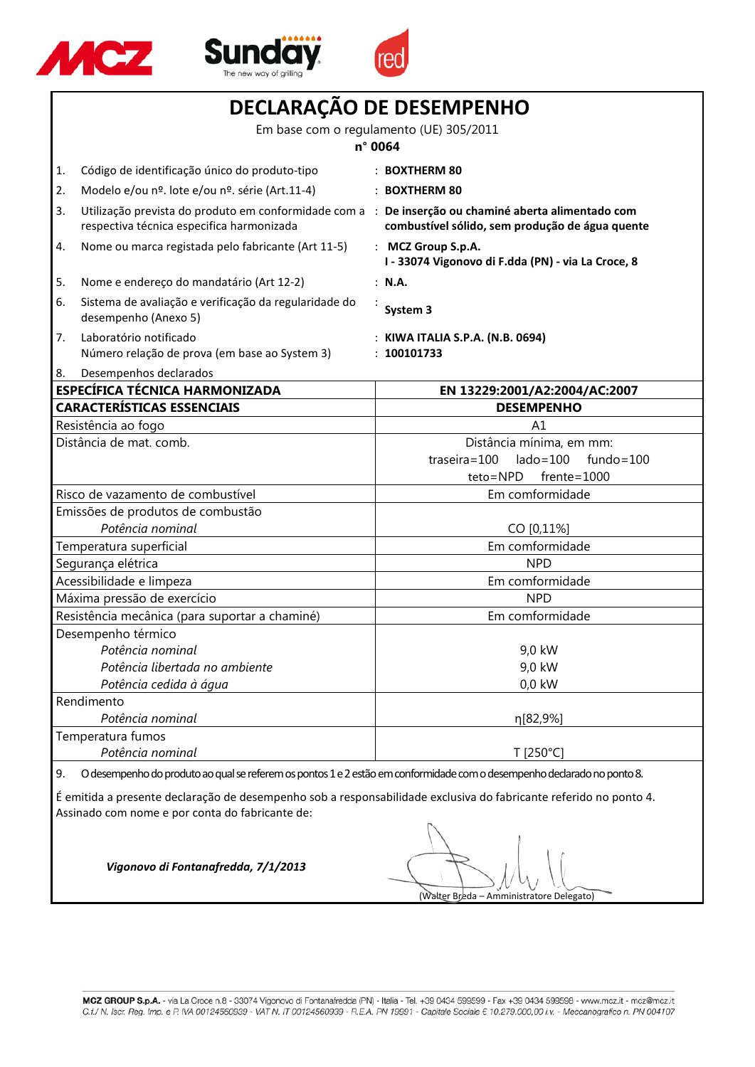# DECLARAÇÃO DE DESEMPENHO

Em base com o regulamento (UE) 305/2011

**n° 0064**

| | | |
|---|---|---|
| 1. | Código de identificação único do produto-tipo | : **BOXTHERM 80** |
| 2. | Modelo e/ou nº. lote e/ou nº. série (Art.11-4) | : **BOXTHERM 80** |
| 3. | Utilização prevista do produto em conformidade com a respectiva técnica especifica harmonizada | : **De inserção ou chaminé aberta alimentado com combustível sólido, sem produção de água quente** |
| 4. | Nome ou marca registada pelo fabricante (Art 11-5) | : **MCZ Group S.p.A.** **I - 33074 Vigonovo di F.dda (PN) - via La Croce, 8** |
| 5. | Nome e endereço do mandatário (Art 12-2) | : **N.A.** |
| 6. | Sistema de avaliação e verificação da regularidade do desempenho (Anexo 5) | : **System 3** |
| 7. | Laboratório notificado Número relação de prova (em base ao System 3) | : **KIWA ITALIA S.P.A. (N.B. 0694)** : **100101733** |
| 8. | Desempenhos declarados | |

| **ESPECÍFICA TÉCNICA HARMONIZADA** | **EN 13229:2001/A2:2004/AC:2007** |
|---|---|
| **CARACTERÍSTICAS ESSENCIAIS** | **DESEMPENHO** |
| Resistência ao fogo | A1 |
| Distância de mat. comb. | Distância mínima, em mm: traseira=100 lado=100 fundo=100 teto=NPD frente=1000 |
| Risco de vazamento de combustível | Em comformidade |
| Emissões de produtos de combustão *Potência nominal* | CO [0,11%] |
| Temperatura superficial | Em comformidade |
| Segurança elétrica | NPD |
| Acessibilidade e limpeza | Em comformidade |
| Máxima pressão de exercício | NPD |
| Resistência mecânica (para suportar a chaminé) | Em comformidade |
| Desempenho térmico *Potência nominal* *Potência libertada no ambiente* *Potência cedida à água* | 9,0 kW 9,0 kW 0,0 kW |
| Rendimento *Potência nominal* | η[82,9%] |
| Temperatura fumos *Potência nominal* | T [250°C] |

9. O desempenho do produto ao qual se referem os pontos 1 e 2 estão em conformidade com o desempenho declarado no ponto 8.

É emitida a presente declaração de desempenho sob a responsabilidade exclusiva do fabricante referido no ponto 4.
Assinado com nome e por conta do fabricante de:

***Vigonovo di Fontanafredda, 7/1/2013***

(Walter Breda – Amministratore Delegato)

MCZ GROUP S.p.A. - via La Croce n.8 - 33074 Vigonovo di Fontanafredda (PN) - Italia - Tel. +39 0434 599599 - Fax +39 0434 599598 - www.mcz.it - mcz@mcz.it
C.f./ N. Iscr. Reg. Imp. e P. IVA 00124560939 - VAT N. IT 00124560939 - R.E.A. PN 19991 - Capitale Sociale € 10.279.000,00 i.v. - Meccanografico n. PN 004107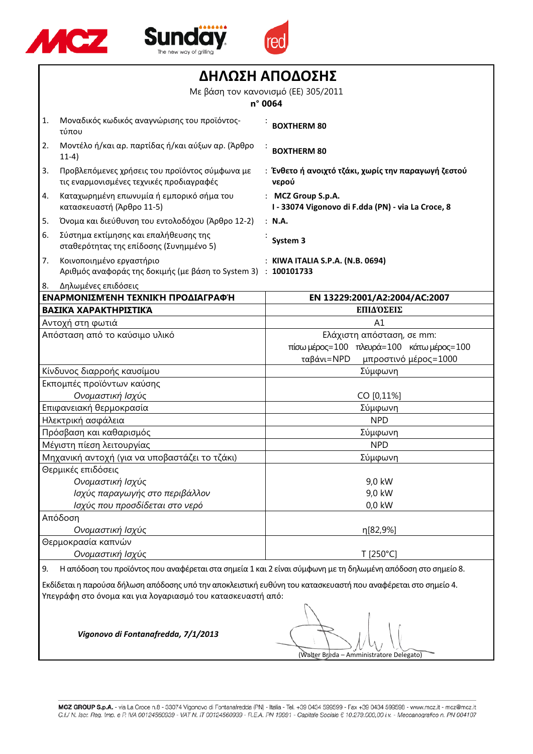# ΔΗΛΩΣΗ ΑΠΟΔΟΣΗΣ

Με βάση τον κανονισμό (ΕΕ) 305/2011

**n° 0064**

| | | |
|---|---|---|
| 1. | Μοναδικός κωδικός αναγνώρισης του προϊόντος-τύπου | : **BOXTHERM 80** |
| 2. | Μοντέλο ή/και αρ. παρτίδας ή/και αύξων αρ. (Άρθρο 11-4) | : **BOXTHERM 80** |
| 3. | Προβλεπόμενες χρήσεις του προϊόντος σύμφωνα με τις εναρμονισμένες τεχνικές προδιαγραφές | : **Ένθετο ή ανοιχτό τζάκι, χωρίς την παραγωγή ζεστού νερού** |
| 4. | Καταχωρημένη επωνυμία ή εμπορικό σήμα του κατασκευαστή (Άρθρο 11-5) | : **MCZ Group S.p.A.** **I - 33074 Vigonovo di F.dda (PN) - via La Croce, 8** |
| 5. | Όνομα και διεύθυνση του εντολοδόχου (Άρθρο 12-2) | : **N.A.** |
| 6. | Σύστημα εκτίμησης και επαλήθευσης της σταθερότητας της επίδοσης (Συνημμένο 5) | : **System 3** |
| 7. | Κοινοποιημένο εργαστήριο | : **KIWA ITALIA S.P.A. (N.B. 0694)** |
| | Αριθμός αναφοράς της δοκιμής (με βάση το System 3) | : **100101733** |
| 8. | Δηλωμένες επιδόσεις | |

| **ΕΝΑΡΜΟΝΙΣΜΈΝΗ ΤΕΧΝΙΚΉ ΠΡΟΔΙΑΓΡΑΦΉ** | **EN 13229:2001/A2:2004/AC:2007** |
|---|---|
| **ΒΑΣΙΚΆ ΧΑΡΑΚΤΗΡΙΣΤΙΚΆ** | **ΕΠΙΔΌΣΕΙΣ** |
| Αντοχή στη φωτιά | A1 |
| Απόσταση από το καύσιμο υλικό | Ελάχιστη απόσταση, σε mm: πίσω μέρος=100 πλευρά=100 κάτω μέρος=100 ταβάνι=NPD μπροστινό μέρος=1000 |
| Κίνδυνος διαρροής καυσίμου | Σύμφωνη |
| Εκπομπές προϊόντων καύσης *Ονομαστική Ισχύς* | CO [0,11%] |
| Επιφανειακή θερμοκρασία | Σύμφωνη |
| Ηλεκτρική ασφάλεια | NPD |
| Πρόσβαση και καθαρισμός | Σύμφωνη |
| Μέγιστη πίεση λειτουργίας | NPD |
| Μηχανική αντοχή (για να υποβαστάζει το τζάκι) | Σύμφωνη |
| Θερμικές επιδόσεις *Ονομαστική Ισχύς* *Ισχύς παραγωγής στο περιβάλλον* *Ισχύς που προσδίδεται στο νερό* | 9,0 kW 9,0 kW 0,0 kW |
| Απόδοση *Ονομαστική Ισχύς* | η[82,9%] |
| Θερμοκρασία καπνών *Ονομαστική Ισχύς* | T [250°C] |

9. Η απόδοση του προϊόντος που αναφέρεται στα σημεία 1 και 2 είναι σύμφωνη με τη δηλωμένη απόδοση στο σημείο 8.

Εκδίδεται η παρούσα δήλωση απόδοσης υπό την αποκλειστική ευθύνη του κατασκευαστή που αναφέρεται στο σημείο 4.
Υπεγράφη στο όνομα και για λογαριασμό του κατασκευαστή από:

***Vigonovo di Fontanafredda, 7/1/2013***

(Walter Breda – Amministratore Delegato)

MCZ GROUP S.p.A. - via La Croce n.8 - 33074 Vigonovo di Fontanafredda (PN) - Italia - Tel. +39 0434 599599 - Fax +39 0434 599598 - www.mcz.it - mcz@mcz.it
C.f./ N. Iscr. Reg. Imp. e P. IVA 00124560939 - VAT N. IT 00124560939 - R.E.A. PN 19991 - Capitale Sociale € 10.279.000,00 i.v. - Meccanografico n. PN 004107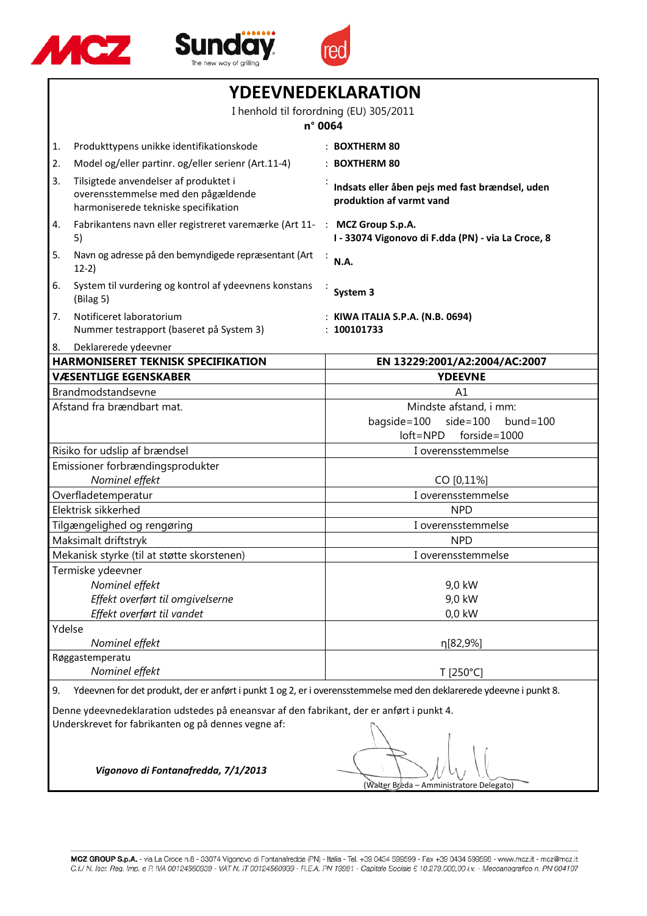# YDEEVNEDEKLARATION

I henhold til forordning (EU) 305/2011

**n° 0064**

| | | |
|---|---|---|
| 1. | Produkttypens unikke identifikationskode | : **BOXTHERM 80** |
| 2. | Model og/eller partinr. og/eller serienr (Art.11-4) | : **BOXTHERM 80** |
| 3. | Tilsigtede anvendelser af produktet i overensstemmelse med den pågældende harmoniserede tekniske specifikation | : **Indsats eller åben pejs med fast brændsel, uden produktion af varmt vand** |
| 4. | Fabrikantens navn eller registreret varemærke (Art 11-5) | : **MCZ Group S.p.A.** **I - 33074 Vigonovo di F.dda (PN) - via La Croce, 8** |
| 5. | Navn og adresse på den bemyndigede repræsentant (Art 12-2) | : **N.A.** |
| 6. | System til vurdering og kontrol af ydeevnens konstans (Bilag 5) | : **System 3** |
| 7. | Notificeret laboratorium<br>Nummer testrapport (baseret på System 3) | : **KIWA ITALIA S.P.A. (N.B. 0694)**<br>: **100101733** |
| 8. | Deklarerede ydeevner | |

| **HARMONISERET TEKNISK SPECIFIKATION** | **EN 13229:2001/A2:2004/AC:2007** |
|---|---|
| **VÆSENTLIGE EGENSKABER** | **YDEEVNE** |
| Brandmodstandsevne | A1 |
| Afstand fra brændbart mat. | Mindste afstand, i mm:<br>bagside=100 side=100 bund=100<br>loft=NPD forside=1000 |
| Risiko for udslip af brændsel | I overensstemmelse |
| Emissioner forbrændingsprodukter<br>*Nominel effekt* | CO [0,11%] |
| Overfladetemperatur | I overensstemmelse |
| Elektrisk sikkerhed | NPD |
| Tilgængelighed og rengøring | I overensstemmelse |
| Maksimalt driftstryk | NPD |
| Mekanisk styrke (til at støtte skorstenen) | I overensstemmelse |
| Termiske ydeevner<br>*Nominel effekt*<br>*Effekt overført til omgivelserne*<br>*Effekt overført til vandet* | <br>9,0 kW<br>9,0 kW<br>0,0 kW |
| Ydelse<br>*Nominel effekt* | η[82,9%] |
| Røggastemperatu<br>*Nominel effekt* | T [250°C] |

9. Ydeevnen for det produkt, der er anført i punkt 1 og 2, er i overensstemmelse med den deklarerede ydeevne i punkt 8.

Denne ydeevnedeklaration udstedes på eneansvar af den fabrikant, der er anført i punkt 4.
Underskrevet for fabrikanten og på dennes vegne af:

***Vigonovo di Fontanafredda, 7/1/2013***

(Walter Breda – Amministratore Delegato)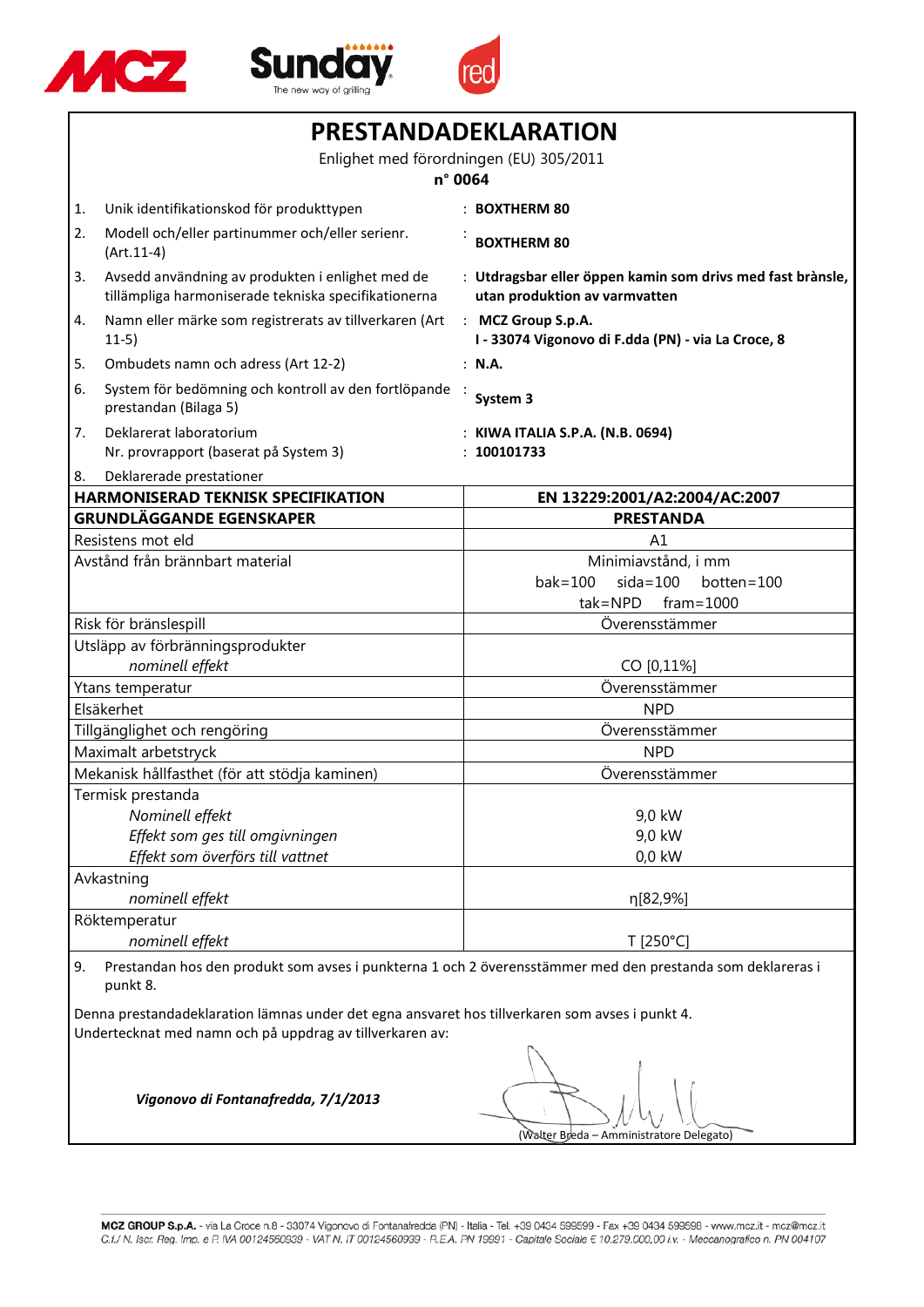# PRESTANDADEKLARATION

Enlighet med förordningen (EU) 305/2011

**n° 0064**

1. Unik identifikationskod för produkttypen : **BOXTHERM 80**
2. Modell och/eller partinummer och/eller serienr. (Art.11-4) : **BOXTHERM 80**
3. Avsedd användning av produkten i enlighet med de tillämpliga harmoniserade tekniska specifikationerna : **Utdragsbar eller öppen kamin som drivs med fast brànsle, utan produktion av varmvatten**
4. Namn eller märke som registrerats av tillverkaren (Art 11-5) : **MCZ Group S.p.A. I - 33074 Vigonovo di F.dda (PN) - via La Croce, 8**
5. Ombudets namn och adress (Art 12-2) : **N.A.**
6. System för bedömning och kontroll av den fortlöpande prestandan (Bilaga 5) : **System 3**
7. Deklarerat laboratorium : **KIWA ITALIA S.P.A. (N.B. 0694)**
   Nr. provrapport (baserat på System 3) : **100101733**
8. Deklarerade prestationer

| **HARMONISERAD TEKNISK SPECIFIKATION** | **EN 13229:2001/A2:2004/AC:2007** |
|---|---|
| **GRUNDLÄGGANDE EGENSKAPER** | **PRESTANDA** |
| Resistens mot eld | A1 |
| Avstånd från brännbart material | Minimiavstånd, i mm<br>bak=100 sida=100 botten=100<br>tak=NPD fram=1000 |
| Risk för bränslespill | Överensstämmer |
| Utsläpp av förbränningsprodukter<br>*nominell effekt* | CO [0,11%] |
| Ytans temperatur | Överensstämmer |
| Elsäkerhet | NPD |
| Tillgänglighet och rengöring | Överensstämmer |
| Maximalt arbetstryck | NPD |
| Mekanisk hållfasthet (för att stödja kaminen) | Överensstämmer |
| Termisk prestanda<br>*Nominell effekt*<br>*Effekt som ges till omgivningen*<br>*Effekt som överförs till vattnet* | <br>9,0 kW<br>9,0 kW<br>0,0 kW |
| Avkastning<br>*nominell effekt* | η[82,9%] |
| Röktemperatur<br>*nominell effekt* | T [250°C] |

9. Prestandan hos den produkt som avses i punkterna 1 och 2 överensstämmer med den prestanda som deklareras i punkt 8.

Denna prestandadeklaration lämnas under det egna ansvaret hos tillverkaren som avses i punkt 4.
Undertecknat med namn och på uppdrag av tillverkaren av:

***Vigonovo di Fontanafredda, 7/1/2013***

(Walter Breda – Amministratore Delegato)

MCZ GROUP S.p.A. - via La Croce n.8 - 33074 Vigonovo di Fontanafredda (PN) - Italia - Tel. +39 0434 599599 - Fax +39 0434 599598 - www.mcz.it - mcz@mcz.it
C.f./ N. Iscr. Reg. Imp. e P. IVA 00124560939 - VAT N. IT 00124560939 - R.E.A. PN 19991 - Capitale Sociale € 10.279.000,00 i.v. - Meccanografico n. PN 004107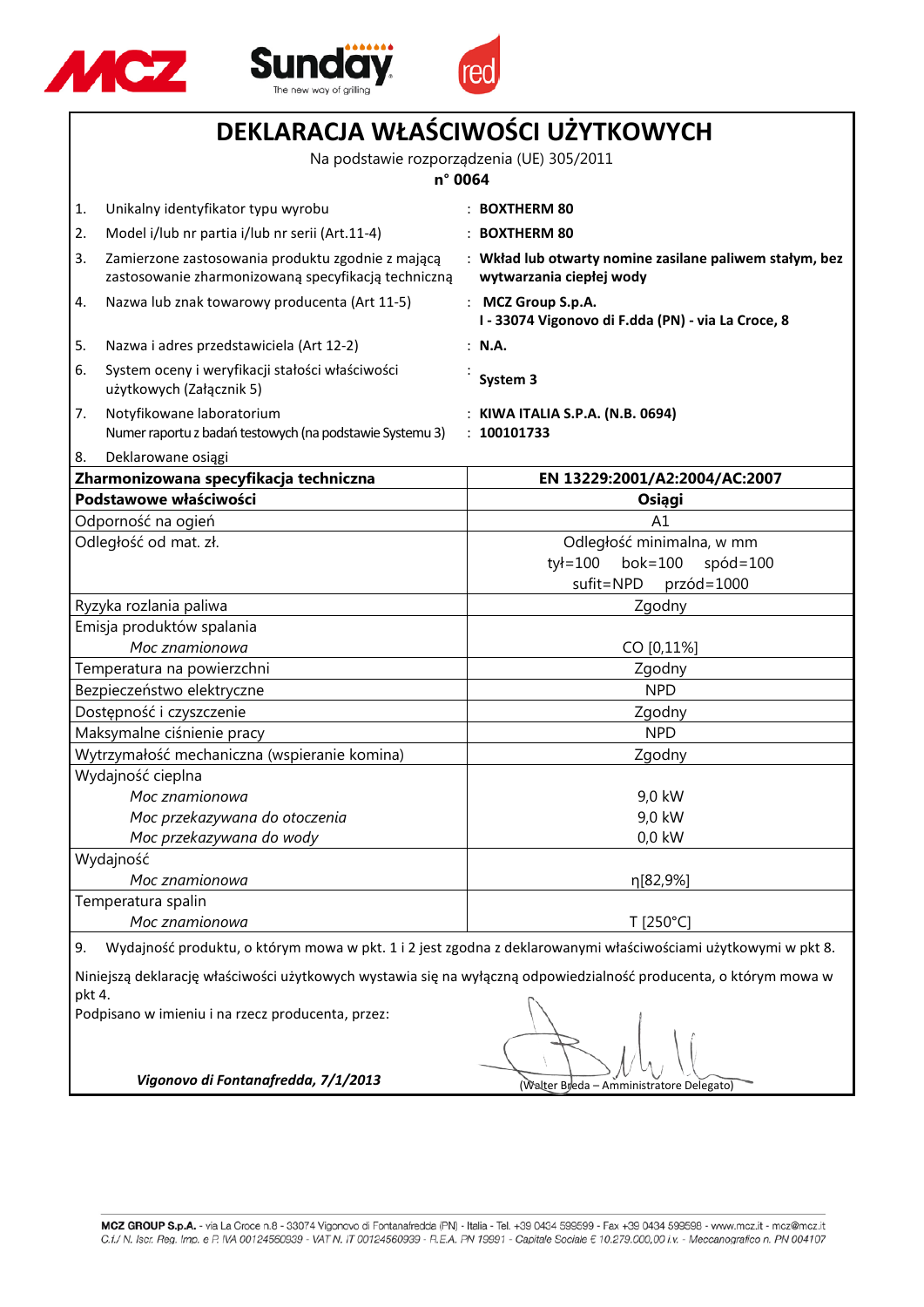# DEKLARACJA WŁAŚCIWOŚCI UŻYTKOWYCH

Na podstawie rozporządzenia (UE) 305/2011

**n° 0064**

1. Unikalny identyfikator typu wyrobu : **BOXTHERM 80**
2. Model i/lub nr partia i/lub nr serii (Art.11-4) : **BOXTHERM 80**
3. Zamierzone zastosowania produktu zgodnie z mającą zastosowanie zharmonizowaną specyfikacją techniczną : **Wkład lub otwarty nomine zasilane paliwem stałym, bez wytwarzania ciepłej wody**
4. Nazwa lub znak towarowy producenta (Art 11-5) : **MCZ Group S.p.A. I - 33074 Vigonovo di F.dda (PN) - via La Croce, 8**
5. Nazwa i adres przedstawiciela (Art 12-2) : **N.A.**
6. System oceny i weryfikacji stałości właściwości użytkowych (Załącznik 5) : **System 3**
7. Notyfikowane laboratorium : **KIWA ITALIA S.P.A. (N.B. 0694)**
   Numer raportu z badań testowych (na podstawie Systemu 3) : **100101733**
8. Deklarowane osiągi

| **Zharmonizowana specyfikacja techniczna** | **EN 13229:2001/A2:2004/AC:2007** |
|---|---|
| **Podstawowe właściwości** | **Osiągi** |
| Odporność na ogień | A1 |
| Odległość od mat. zł. | Odległość minimalna, w mm<br>tył=100 bok=100 spód=100<br>sufit=NPD przód=1000 |
| Ryzyka rozlania paliwa | Zgodny |
| Emisja produktów spalania<br>*Moc znamionowa* | CO [0,11%] |
| Temperatura na powierzchni | Zgodny |
| Bezpieczeństwo elektryczne | NPD |
| Dostępność i czyszczenie | Zgodny |
| Maksymalne ciśnienie pracy | NPD |
| Wytrzymałość mechaniczna (wspieranie komina) | Zgodny |
| Wydajność cieplna<br>*Moc znamionowa*<br>*Moc przekazywana do otoczenia*<br>*Moc przekazywana do wody* | <br>9,0 kW<br>9,0 kW<br>0,0 kW |
| Wydajność<br>*Moc znamionowa* | η[82,9%] |
| Temperatura spalin<br>*Moc znamionowa* | T [250°C] |

9. Wydajność produktu, o którym mowa w pkt. 1 i 2 jest zgodna z deklarowanymi właściwościami użytkowymi w pkt 8.

Niniejszą deklarację właściwości użytkowych wystawia się na wyłączną odpowiedzialność producenta, o którym mowa w pkt 4.

Podpisano w imieniu i na rzecz producenta, przez:

***Vigonovo di Fontanafredda, 7/1/2013***

(Walter Breda – Amministratore Delegato)

MCZ GROUP S.p.A. - via La Croce n.8 - 33074 Vigonovo di Fontanafredda (PN) - Italia - Tel. +39 0434 599599 - Fax +39 0434 599598 - www.mcz.it - mcz@mcz.it
C.f./ N. Iscr. Reg. Imp. e P. IVA 00124560939 - VAT N. IT 00124560939 - R.E.A. PN 19991 - Capitale Sociale € 10.279.000,00 i.v. - Meccanografico n. PN 004107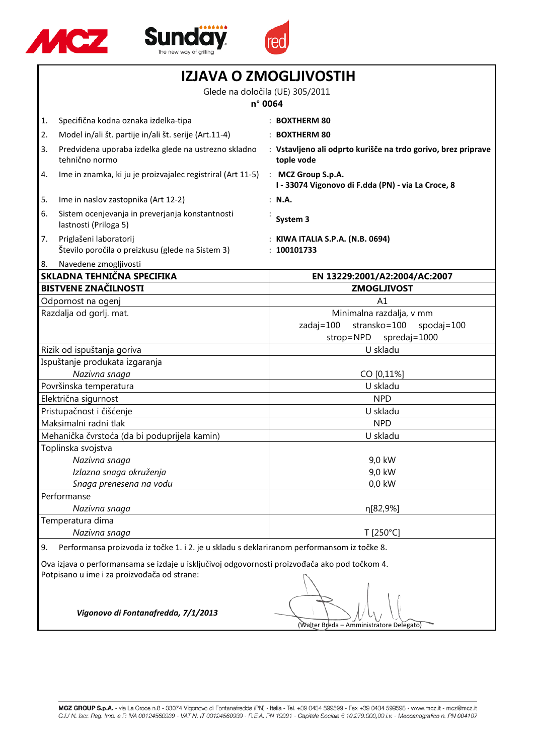# IZJAVA O ZMOGLJIVOSTIH

Glede na določila (UE) 305/2011

**n° 0064**

| | | |
|---|---|---|
| 1. | Specifična kodna oznaka izdelka-tipa | : **BOXTHERM 80** |
| 2. | Model in/ali št. partije in/ali št. serije (Art.11-4) | : **BOXTHERM 80** |
| 3. | Predvidena uporaba izdelka glede na ustrezno skladno tehnično normo | : **Vstavljeno ali odprto kurišče na trdo gorivo, brez priprave tople vode** |
| 4. | Ime in znamka, ki ju je proizvajalec registriral (Art 11-5) | : **MCZ Group S.p.A.** **I - 33074 Vigonovo di F.dda (PN) - via La Croce, 8** |
| 5. | Ime in naslov zastopnika (Art 12-2) | : **N.A.** |
| 6. | Sistem ocenjevanja in preverjanja konstantnosti lastnosti (Priloga 5) | : **System 3** |
| 7. | Priglašeni laboratorij Število poročila o preizkusu (glede na Sistem 3) | : **KIWA ITALIA S.P.A. (N.B. 0694)** : **100101733** |
| 8. | Navedene zmogljivosti | |

| **SKLADNA TEHNIČNA SPECIFIKA** | **EN 13229:2001/A2:2004/AC:2007** |
|---|---|
| **BISTVENE ZNAČILNOSTI** | **ZMOGLJIVOST** |
| Odpornost na ogenj | A1 |
| Razdalja od gorlj. mat. | Minimalna razdalja, v mm<br>zadaj=100 stransko=100 spodaj=100<br>strop=NPD spredaj=1000 |
| Rizik od ispuštanja goriva | U skladu |
| Ispuštanje produkata izgaranja<br>*Nazivna snaga* | CO [0,11%] |
| Površinska temperatura | U skladu |
| Električna sigurnost | NPD |
| Pristupačnost i čišćenje | U skladu |
| Maksimalni radni tlak | NPD |
| Mehanička čvrstoća (da bi poduprijela kamin) | U skladu |
| Toplinska svojstva<br>*Nazivna snaga*<br>*Izlazna snaga okruženja*<br>*Snaga prenesena na vodu* | <br>9,0 kW<br>9,0 kW<br>0,0 kW |
| Performanse<br>*Nazivna snaga* | η[82,9%] |
| Temperatura dima<br>*Nazivna snaga* | T [250°C] |

9. Performansa proizvoda iz točke 1. i 2. je u skladu s deklariranom performansom iz točke 8.

Ova izjava o performansama se izdaje u isključivoj odgovornosti proizvođača ako pod točkom 4.
Potpisano u ime i za proizvođača od strane:

***Vigonovo di Fontanafredda, 7/1/2013***

(Walter Breda – Amministratore Delegato)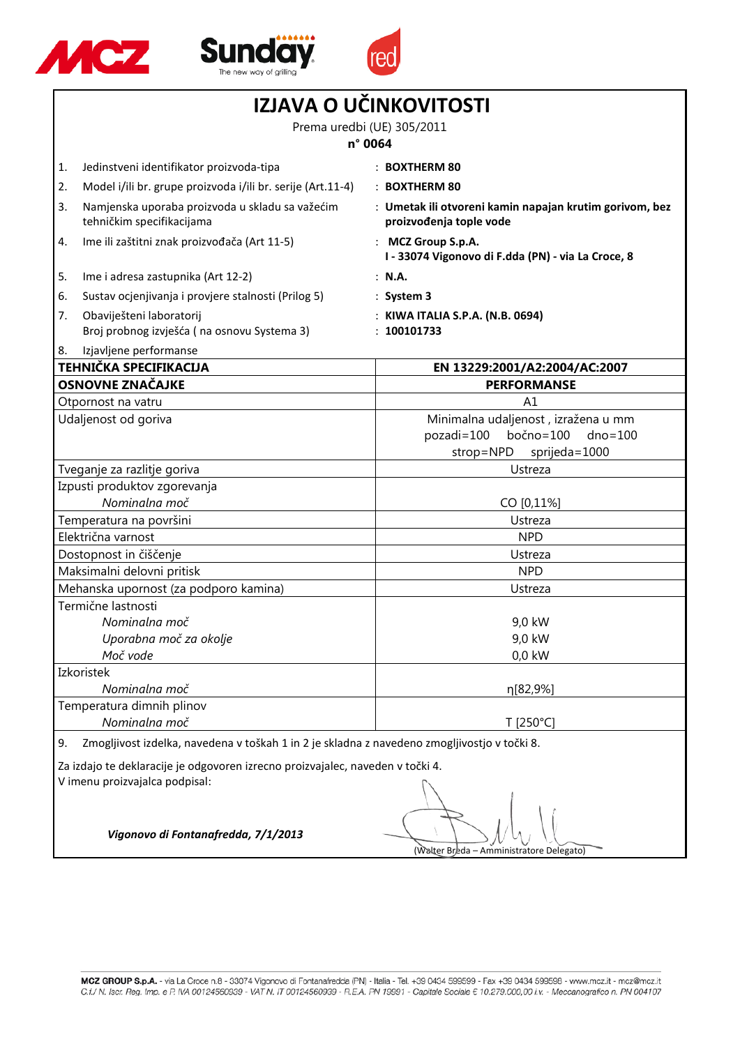# IZJAVA O UČINKOVITOSTI

Prema uredbi (UE) 305/2011

**n° 0064**

| | | |
|---|---|---|
| 1. | Jedinstveni identifikator proizvoda-tipa | : **BOXTHERM 80** |
| 2. | Model i/ili br. grupe proizvoda i/ili br. serije (Art.11-4) | : **BOXTHERM 80** |
| 3. | Namjenska uporaba proizvoda u skladu sa važećim tehničkim specifikacijama | : **Umetak ili otvoreni kamin napajan krutim gorivom, bez proizvođenja tople vode** |
| 4. | Ime ili zaštitni znak proizvođača (Art 11-5) | : **MCZ Group S.p.A.** **I - 33074 Vigonovo di F.dda (PN) - via La Croce, 8** |
| 5. | Ime i adresa zastupnika (Art 12-2) | : **N.A.** |
| 6. | Sustav ocjenjivanja i provjere stalnosti (Prilog 5) | : **System 3** |
| 7. | Obaviješteni laboratorij<br>Broj probnog izvješća ( na osnovu Systema 3) | : **KIWA ITALIA S.P.A. (N.B. 0694)**<br>: **100101733** |
| 8. | Izjavljene performanse | |

| **TEHNIČKA SPECIFIKACIJA** | **EN 13229:2001/A2:2004/AC:2007** |
|---|---|
| **OSNOVNE ZNAČAJKE** | **PERFORMANSE** |
| Otpornost na vatru | A1 |
| Udaljenost od goriva | Minimalna udaljenost , izražena u mm<br>pozadi=100 bočno=100 dno=100<br>strop=NPD sprijeda=1000 |
| Tveganje za razlitje goriva | Ustreza |
| Izpusti produktov zgorevanja<br>*Nominalna moč* | CO [0,11%] |
| Temperatura na površini | Ustreza |
| Električna varnost | NPD |
| Dostopnost in čiščenje | Ustreza |
| Maksimalni delovni pritisk | NPD |
| Mehanska upornost (za podporo kamina) | Ustreza |
| Termične lastnosti<br>*Nominalna moč*<br>*Uporabna moč za okolje*<br>*Moč vode* | <br>9,0 kW<br>9,0 kW<br>0,0 kW |
| Izkoristek<br>*Nominalna moč* | η[82,9%] |
| Temperatura dimnih plinov<br>*Nominalna moč* | T [250°C] |

9. Zmogljivost izdelka, navedena v toškah 1 in 2 je skladna z navedeno zmogljivostjo v točki 8.

Za izdajo te deklaracije je odgovoren izrecno proizvajalec, naveden v točki 4.
V imenu proizvajalca podpisal:

***Vigonovo di Fontanafredda, 7/1/2013***

(Walter Breda – Amministratore Delegato)

**MCZ GROUP S.p.A.** - via La Croce n.8 - 33074 Vigonovo di Fontanafredda (PN) - Italia - Tel. +39 0434 599599 - Fax +39 0434 599598 - www.mcz.it - mcz@mcz.it
*C.f./ N. Iscr. Reg. Imp. e P. IVA 00124560939 - VAT N. IT 00124560939 - R.E.A. PN 19991 - Capitale Sociale € 10.279.000,00 i.v. - Meccanografico n. PN 004107*